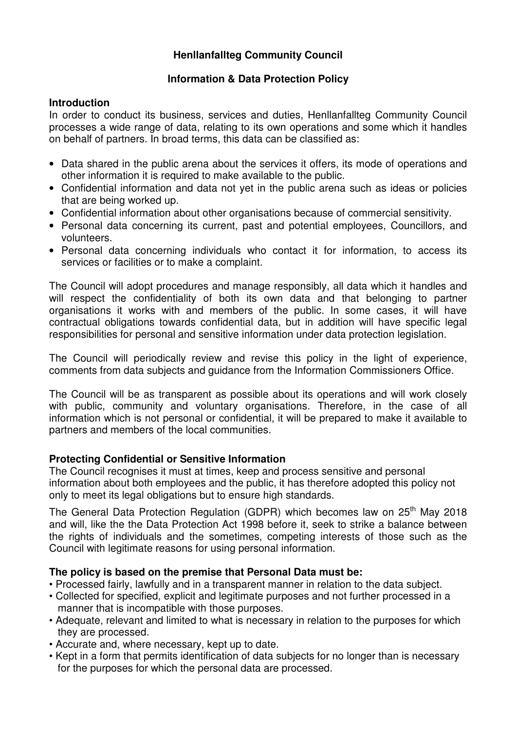# Henllanfallteg Community Council

## Information & Data Protection Policy

### Introduction

In order to conduct its business, services and duties, Henllanfallteg Community Council processes a wide range of data, relating to its own operations and some which it handles on behalf of partners. In broad terms, this data can be classified as:

- Data shared in the public arena about the services it offers, its mode of operations and other information it is required to make available to the public.
- Confidential information and data not yet in the public arena such as ideas or policies that are being worked up.
- Confidential information about other organisations because of commercial sensitivity.
- Personal data concerning its current, past and potential employees, Councillors, and volunteers.
- Personal data concerning individuals who contact it for information, to access its services or facilities or to make a complaint.

The Council will adopt procedures and manage responsibly, all data which it handles and will respect the confidentiality of both its own data and that belonging to partner organisations it works with and members of the public. In some cases, it will have contractual obligations towards confidential data, but in addition will have specific legal responsibilities for personal and sensitive information under data protection legislation.

The Council will periodically review and revise this policy in the light of experience, comments from data subjects and guidance from the Information Commissioners Office.

The Council will be as transparent as possible about its operations and will work closely with public, community and voluntary organisations. Therefore, in the case of all information which is not personal or confidential, it will be prepared to make it available to partners and members of the local communities.

### Protecting Confidential or Sensitive Information

The Council recognises it must at times, keep and process sensitive and personal information about both employees and the public, it has therefore adopted this policy not only to meet its legal obligations but to ensure high standards.

The General Data Protection Regulation (GDPR) which becomes law on 25th May 2018 and will, like the the Data Protection Act 1998 before it, seek to strike a balance between the rights of individuals and the sometimes, competing interests of those such as the Council with legitimate reasons for using personal information.

### The policy is based on the premise that Personal Data must be:

- Processed fairly, lawfully and in a transparent manner in relation to the data subject.
- Collected for specified, explicit and legitimate purposes and not further processed in a manner that is incompatible with those purposes.
- Adequate, relevant and limited to what is necessary in relation to the purposes for which they are processed.
- Accurate and, where necessary, kept up to date.
- Kept in a form that permits identification of data subjects for no longer than is necessary for the purposes for which the personal data are processed.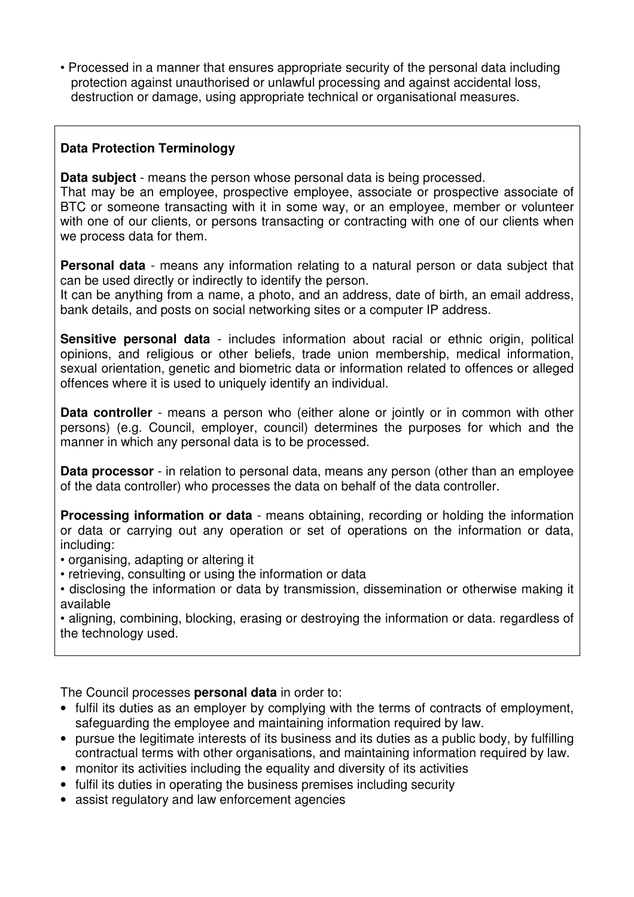- Processed in a manner that ensures appropriate security of the personal data including protection against unauthorised or unlawful processing and against accidental loss, destruction or damage, using appropriate technical or organisational measures.

**Data Protection Terminology**

**Data subject** - means the person whose personal data is being processed.
That may be an employee, prospective employee, associate or prospective associate of BTC or someone transacting with it in some way, or an employee, member or volunteer with one of our clients, or persons transacting or contracting with one of our clients when we process data for them.

**Personal data** - means any information relating to a natural person or data subject that can be used directly or indirectly to identify the person.
It can be anything from a name, a photo, and an address, date of birth, an email address, bank details, and posts on social networking sites or a computer IP address.

**Sensitive personal data** - includes information about racial or ethnic origin, political opinions, and religious or other beliefs, trade union membership, medical information, sexual orientation, genetic and biometric data or information related to offences or alleged offences where it is used to uniquely identify an individual.

**Data controller** - means a person who (either alone or jointly or in common with other persons) (e.g. Council, employer, council) determines the purposes for which and the manner in which any personal data is to be processed.

**Data processor** - in relation to personal data, means any person (other than an employee of the data controller) who processes the data on behalf of the data controller.

**Processing information or data** - means obtaining, recording or holding the information or data or carrying out any operation or set of operations on the information or data, including:

- organising, adapting or altering it
- retrieving, consulting or using the information or data
- disclosing the information or data by transmission, dissemination or otherwise making it available
- aligning, combining, blocking, erasing or destroying the information or data. regardless of the technology used.

The Council processes **personal data** in order to:

- fulfil its duties as an employer by complying with the terms of contracts of employment, safeguarding the employee and maintaining information required by law.
- pursue the legitimate interests of its business and its duties as a public body, by fulfilling contractual terms with other organisations, and maintaining information required by law.
- monitor its activities including the equality and diversity of its activities
- fulfil its duties in operating the business premises including security
- assist regulatory and law enforcement agencies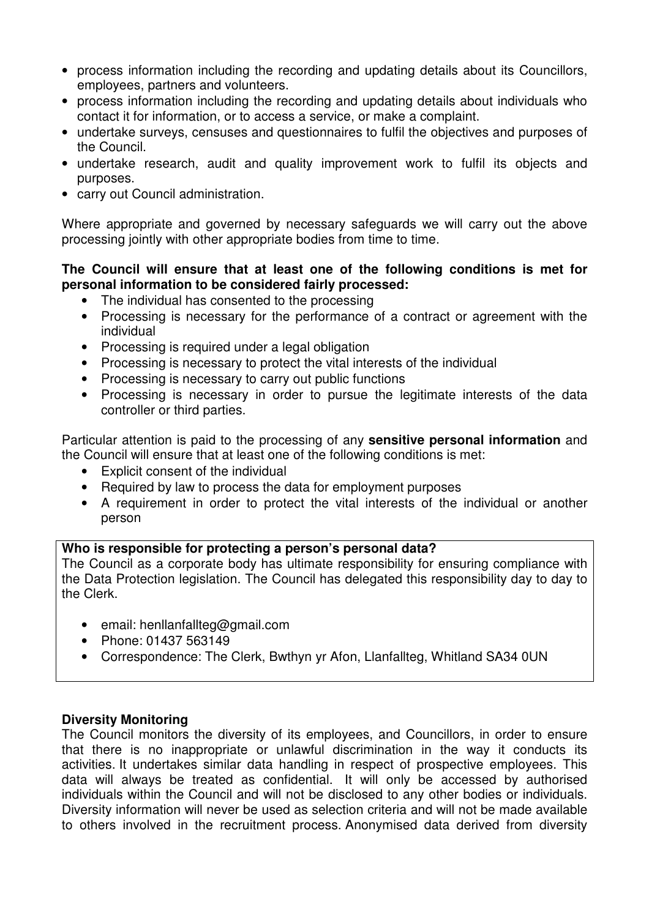- process information including the recording and updating details about its Councillors, employees, partners and volunteers.
- process information including the recording and updating details about individuals who contact it for information, or to access a service, or make a complaint.
- undertake surveys, censuses and questionnaires to fulfil the objectives and purposes of the Council.
- undertake research, audit and quality improvement work to fulfil its objects and purposes.
- carry out Council administration.

Where appropriate and governed by necessary safeguards we will carry out the above processing jointly with other appropriate bodies from time to time.

**The Council will ensure that at least one of the following conditions is met for personal information to be considered fairly processed:**

- The individual has consented to the processing
- Processing is necessary for the performance of a contract or agreement with the individual
- Processing is required under a legal obligation
- Processing is necessary to protect the vital interests of the individual
- Processing is necessary to carry out public functions
- Processing is necessary in order to pursue the legitimate interests of the data controller or third parties.

Particular attention is paid to the processing of any **sensitive personal information** and the Council will ensure that at least one of the following conditions is met:

- Explicit consent of the individual
- Required by law to process the data for employment purposes
- A requirement in order to protect the vital interests of the individual or another person

**Who is responsible for protecting a person's personal data?**

The Council as a corporate body has ultimate responsibility for ensuring compliance with the Data Protection legislation. The Council has delegated this responsibility day to day to the Clerk.

- email: henllanfallteg@gmail.com
- Phone: 01437 563149
- Correspondence: The Clerk, Bwthyn yr Afon, Llanfallteg, Whitland SA34 0UN

**Diversity Monitoring**

The Council monitors the diversity of its employees, and Councillors, in order to ensure that there is no inappropriate or unlawful discrimination in the way it conducts its activities. It undertakes similar data handling in respect of prospective employees. This data will always be treated as confidential. It will only be accessed by authorised individuals within the Council and will not be disclosed to any other bodies or individuals. Diversity information will never be used as selection criteria and will not be made available to others involved in the recruitment process. Anonymised data derived from diversity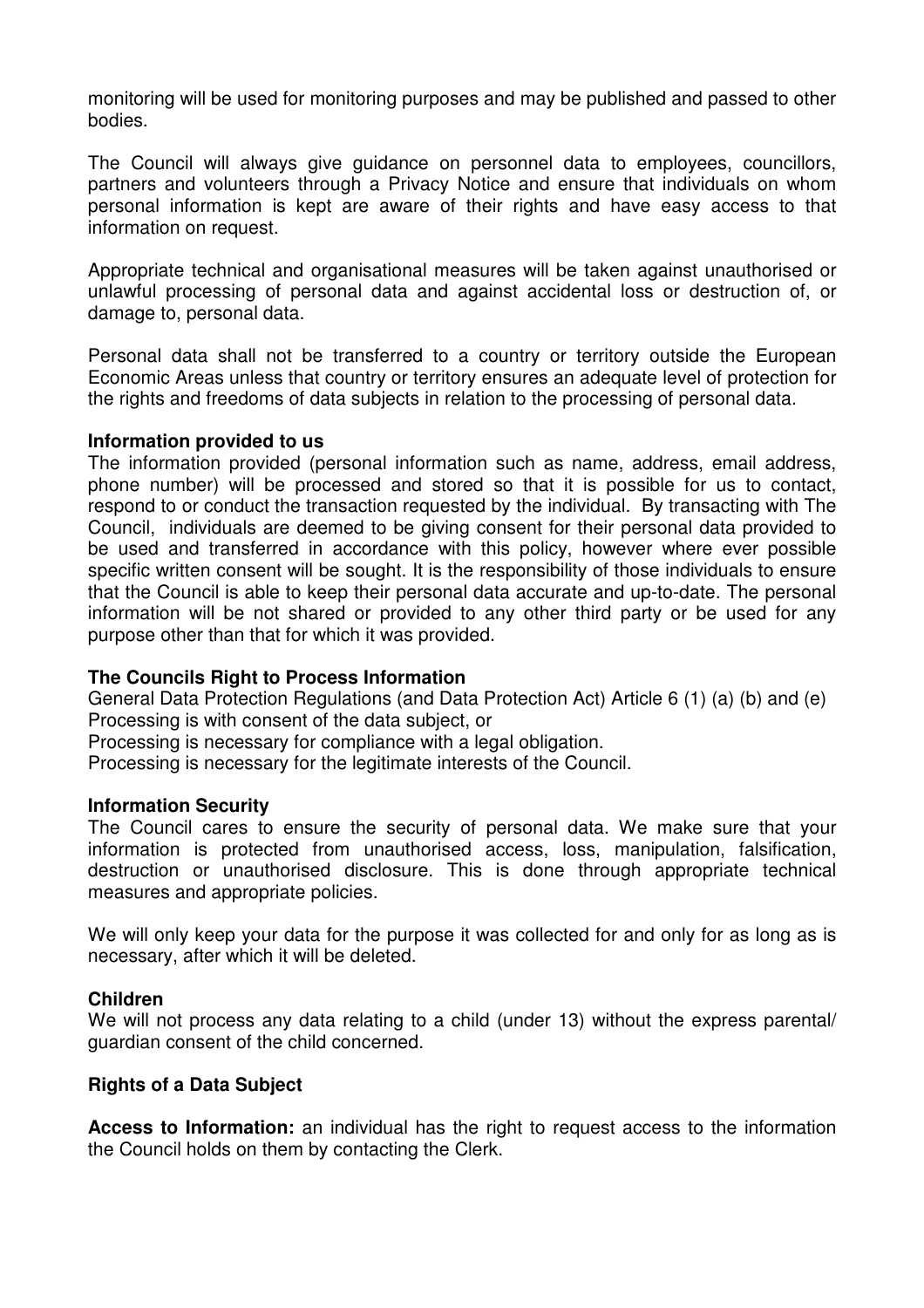monitoring will be used for monitoring purposes and may be published and passed to other bodies.

The Council will always give guidance on personnel data to employees, councillors, partners and volunteers through a Privacy Notice and ensure that individuals on whom personal information is kept are aware of their rights and have easy access to that information on request.

Appropriate technical and organisational measures will be taken against unauthorised or unlawful processing of personal data and against accidental loss or destruction of, or damage to, personal data.

Personal data shall not be transferred to a country or territory outside the European Economic Areas unless that country or territory ensures an adequate level of protection for the rights and freedoms of data subjects in relation to the processing of personal data.

**Information provided to us**

The information provided (personal information such as name, address, email address, phone number) will be processed and stored so that it is possible for us to contact, respond to or conduct the transaction requested by the individual. By transacting with The Council, individuals are deemed to be giving consent for their personal data provided to be used and transferred in accordance with this policy, however where ever possible specific written consent will be sought. It is the responsibility of those individuals to ensure that the Council is able to keep their personal data accurate and up-to-date. The personal information will be not shared or provided to any other third party or be used for any purpose other than that for which it was provided.

**The Councils Right to Process Information**

General Data Protection Regulations (and Data Protection Act) Article 6 (1) (a) (b) and (e)
Processing is with consent of the data subject, or
Processing is necessary for compliance with a legal obligation.
Processing is necessary for the legitimate interests of the Council.

**Information Security**

The Council cares to ensure the security of personal data. We make sure that your information is protected from unauthorised access, loss, manipulation, falsification, destruction or unauthorised disclosure. This is done through appropriate technical measures and appropriate policies.

We will only keep your data for the purpose it was collected for and only for as long as is necessary, after which it will be deleted.

**Children**

We will not process any data relating to a child (under 13) without the express parental/ guardian consent of the child concerned.

**Rights of a Data Subject**

**Access to Information:** an individual has the right to request access to the information the Council holds on them by contacting the Clerk.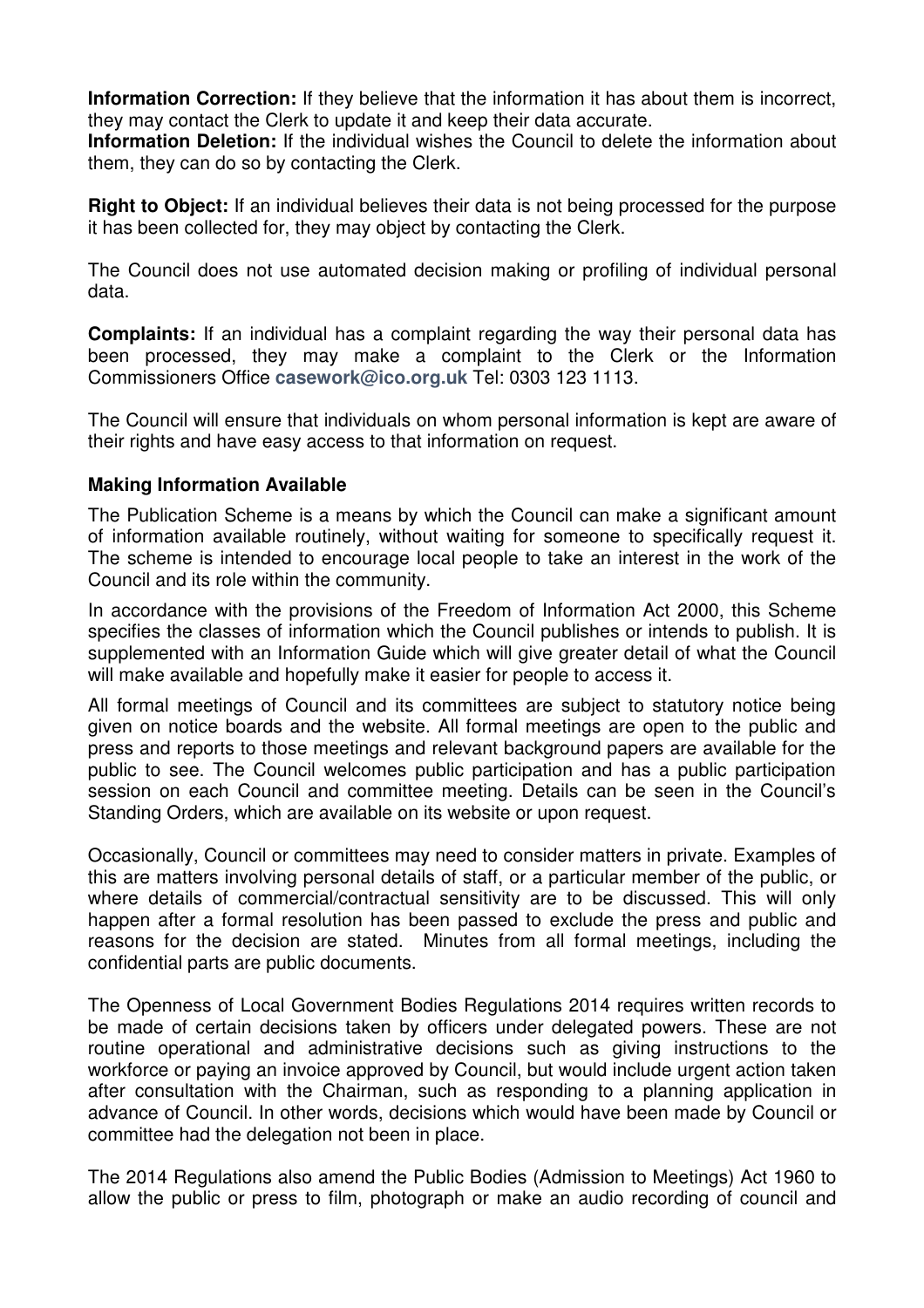**Information Correction:** If they believe that the information it has about them is incorrect, they may contact the Clerk to update it and keep their data accurate.

**Information Deletion:** If the individual wishes the Council to delete the information about them, they can do so by contacting the Clerk.

**Right to Object:** If an individual believes their data is not being processed for the purpose it has been collected for, they may object by contacting the Clerk.

The Council does not use automated decision making or profiling of individual personal data.

**Complaints:** If an individual has a complaint regarding the way their personal data has been processed, they may make a complaint to the Clerk or the Information Commissioners Office **casework@ico.org.uk** Tel: 0303 123 1113.

The Council will ensure that individuals on whom personal information is kept are aware of their rights and have easy access to that information on request.

**Making Information Available**

The Publication Scheme is a means by which the Council can make a significant amount of information available routinely, without waiting for someone to specifically request it. The scheme is intended to encourage local people to take an interest in the work of the Council and its role within the community.

In accordance with the provisions of the Freedom of Information Act 2000, this Scheme specifies the classes of information which the Council publishes or intends to publish. It is supplemented with an Information Guide which will give greater detail of what the Council will make available and hopefully make it easier for people to access it.

All formal meetings of Council and its committees are subject to statutory notice being given on notice boards and the website. All formal meetings are open to the public and press and reports to those meetings and relevant background papers are available for the public to see. The Council welcomes public participation and has a public participation session on each Council and committee meeting. Details can be seen in the Council's Standing Orders, which are available on its website or upon request.

Occasionally, Council or committees may need to consider matters in private. Examples of this are matters involving personal details of staff, or a particular member of the public, or where details of commercial/contractual sensitivity are to be discussed. This will only happen after a formal resolution has been passed to exclude the press and public and reasons for the decision are stated. Minutes from all formal meetings, including the confidential parts are public documents.

The Openness of Local Government Bodies Regulations 2014 requires written records to be made of certain decisions taken by officers under delegated powers. These are not routine operational and administrative decisions such as giving instructions to the workforce or paying an invoice approved by Council, but would include urgent action taken after consultation with the Chairman, such as responding to a planning application in advance of Council. In other words, decisions which would have been made by Council or committee had the delegation not been in place.

The 2014 Regulations also amend the Public Bodies (Admission to Meetings) Act 1960 to allow the public or press to film, photograph or make an audio recording of council and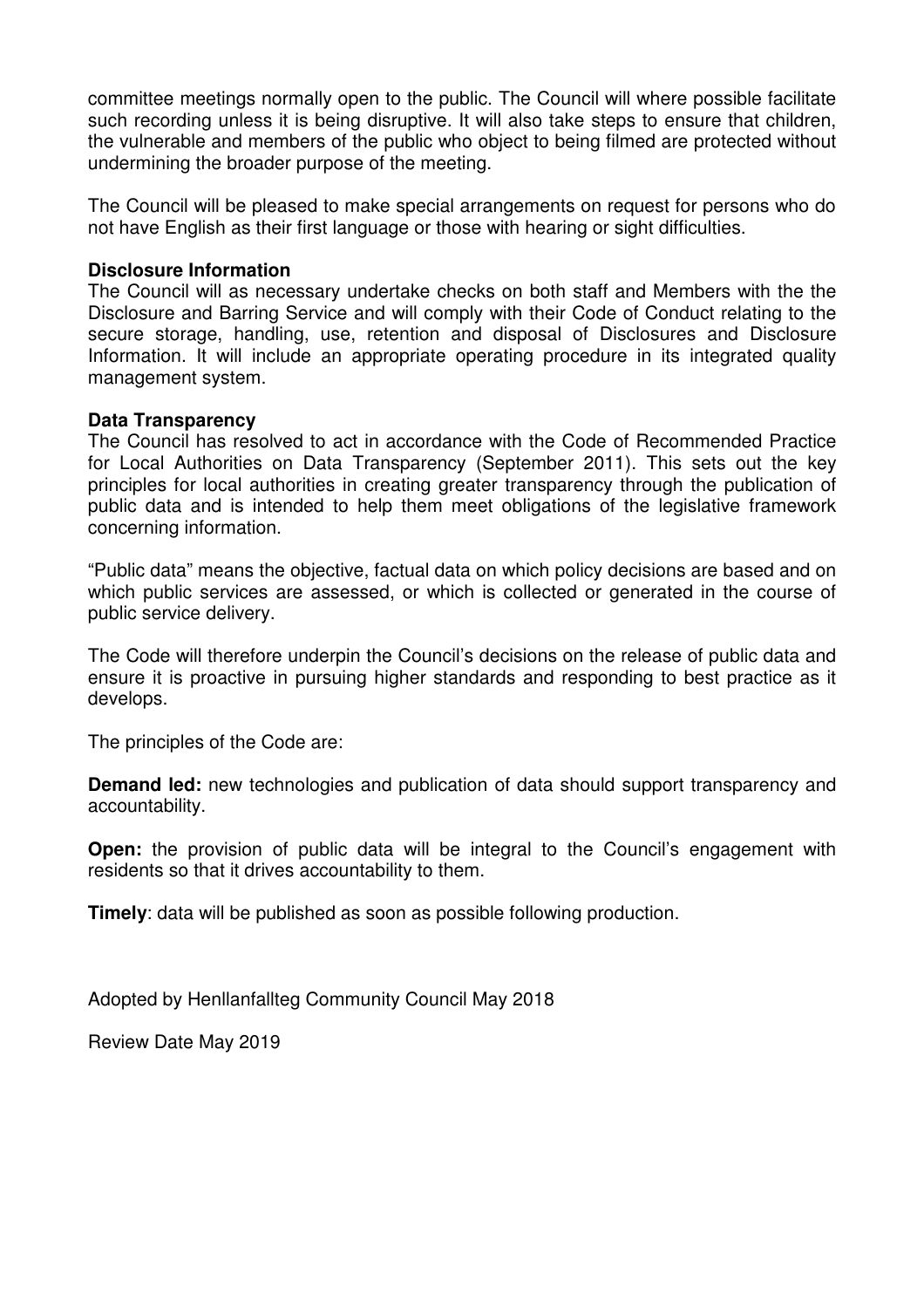committee meetings normally open to the public. The Council will where possible facilitate such recording unless it is being disruptive. It will also take steps to ensure that children, the vulnerable and members of the public who object to being filmed are protected without undermining the broader purpose of the meeting.

The Council will be pleased to make special arrangements on request for persons who do not have English as their first language or those with hearing or sight difficulties.

**Disclosure Information**

The Council will as necessary undertake checks on both staff and Members with the the Disclosure and Barring Service and will comply with their Code of Conduct relating to the secure storage, handling, use, retention and disposal of Disclosures and Disclosure Information. It will include an appropriate operating procedure in its integrated quality management system.

**Data Transparency**

The Council has resolved to act in accordance with the Code of Recommended Practice for Local Authorities on Data Transparency (September 2011). This sets out the key principles for local authorities in creating greater transparency through the publication of public data and is intended to help them meet obligations of the legislative framework concerning information.

"Public data" means the objective, factual data on which policy decisions are based and on which public services are assessed, or which is collected or generated in the course of public service delivery.

The Code will therefore underpin the Council's decisions on the release of public data and ensure it is proactive in pursuing higher standards and responding to best practice as it develops.

The principles of the Code are:

**Demand led:** new technologies and publication of data should support transparency and accountability.

**Open:** the provision of public data will be integral to the Council's engagement with residents so that it drives accountability to them.

**Timely**: data will be published as soon as possible following production.

Adopted by Henllanfallteg Community Council May 2018

Review Date May 2019